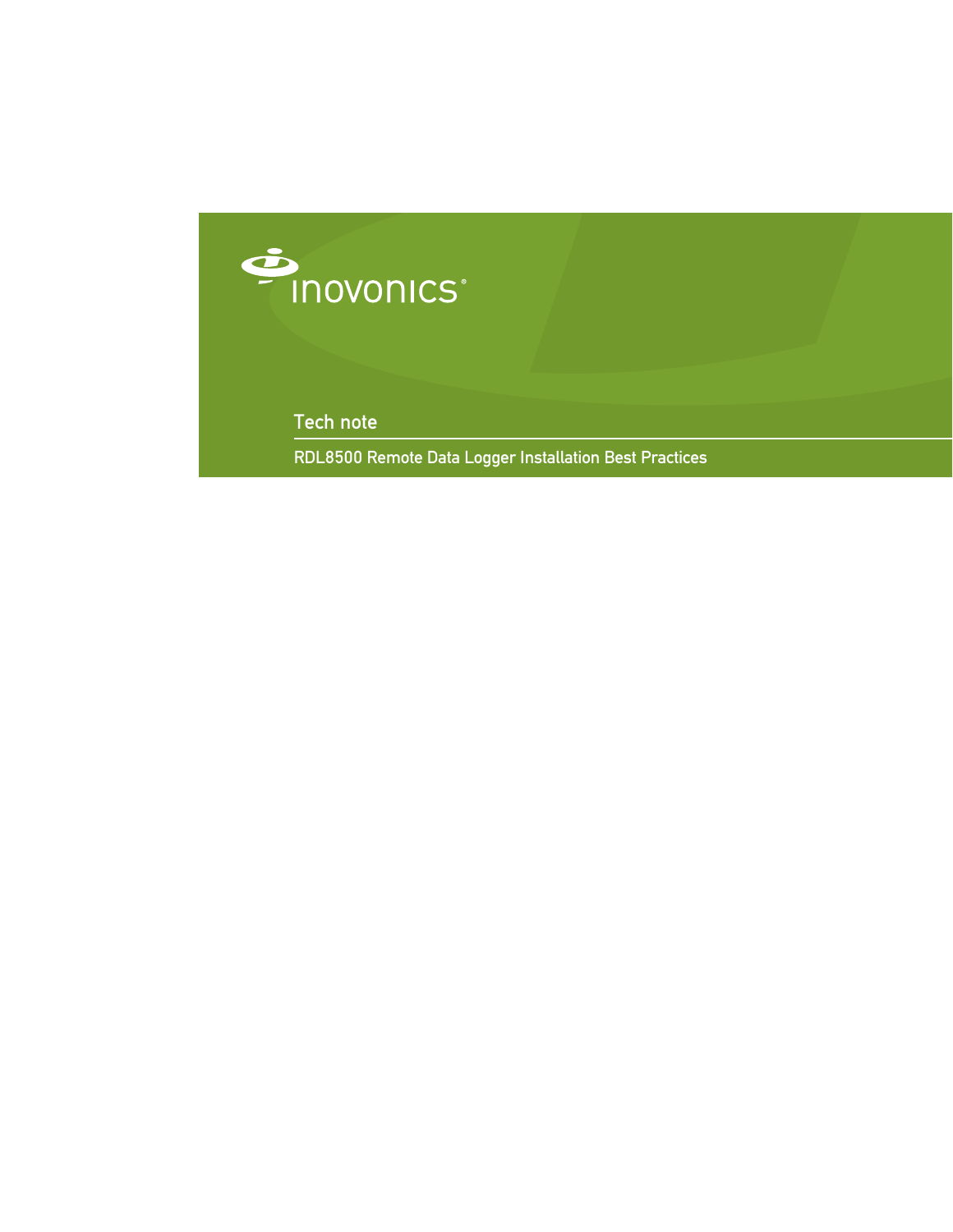inovonics®

# Tech note

## RDL8500 Remote Data Logger Installation Best Practices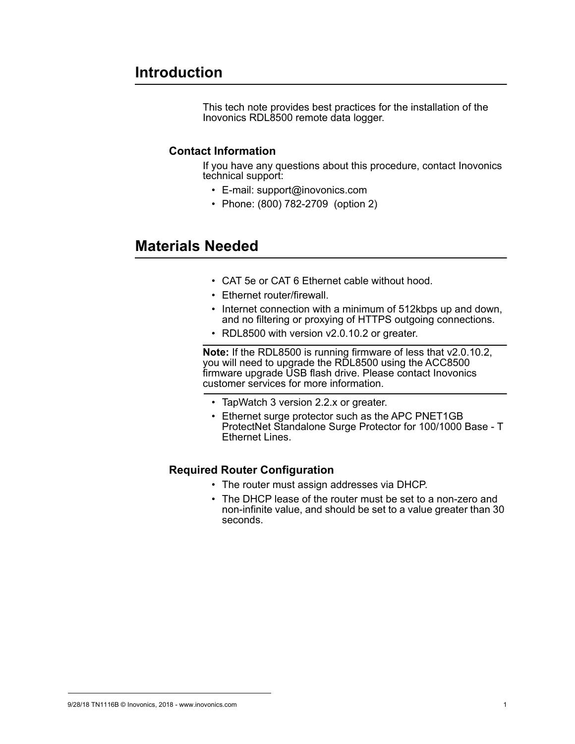# Introduction

This tech note provides best practices for the installation of the Inovonics RDL8500 remote data logger.

## Contact Information

If you have any questions about this procedure, contact Inovonics technical support:

- E-mail: support@inovonics.com
- Phone: (800) 782-2709 (option 2)

# Materials Needed

- CAT 5e or CAT 6 Ethernet cable without hood.
- Ethernet router/firewall.
- Internet connection with a minimum of 512kbps up and down, and no filtering or proxying of HTTPS outgoing connections.
- RDL8500 with version v2.0.10.2 or greater.

**Note:** If the RDL8500 is running firmware of less that v2.0.10.2, you will need to upgrade the RDL8500 using the ACC8500 firmware upgrade USB flash drive. Please contact Inovonics customer services for more information.

- TapWatch 3 version 2.2.x or greater.
- Ethernet surge protector such as the APC PNET1GB ProtectNet Standalone Surge Protector for 100/1000 Base - T Ethernet Lines.

## Required Router Configuration

- The router must assign addresses via DHCP.
- The DHCP lease of the router must be set to a non-zero and non-infinite value, and should be set to a value greater than 30 seconds.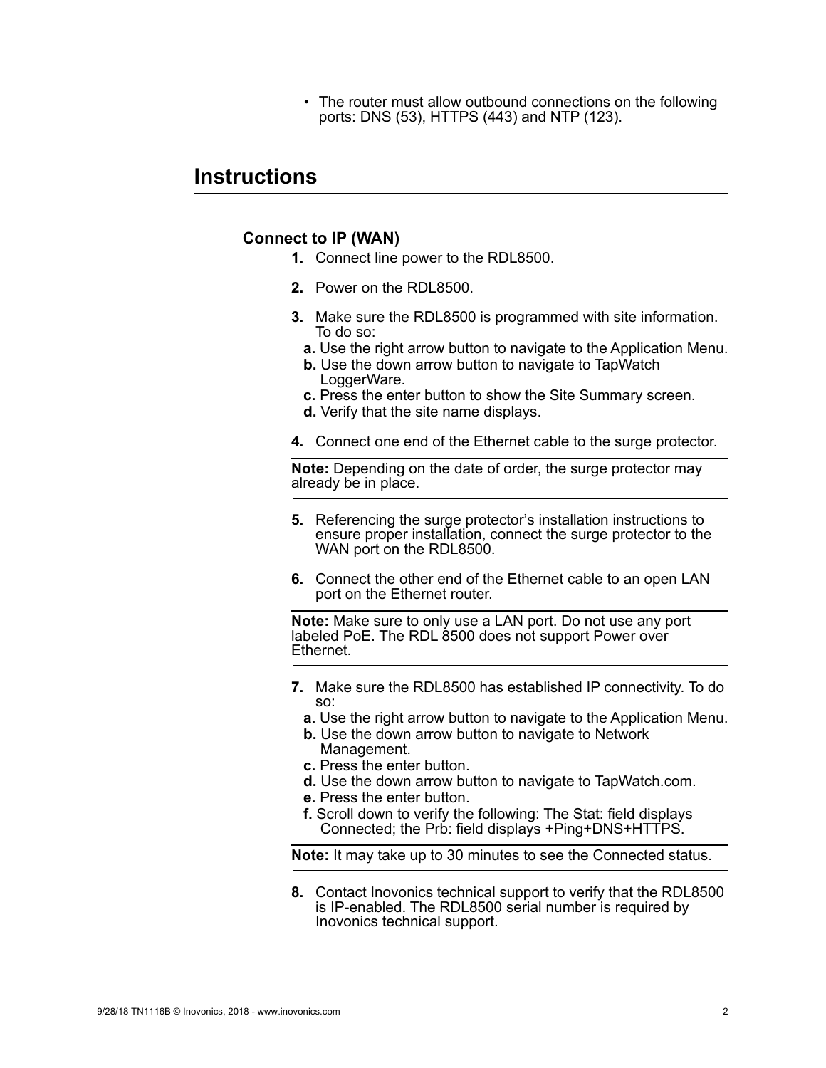- The router must allow outbound connections on the following ports: DNS (53), HTTPS (443) and NTP (123).

# Instructions

### Connect to IP (WAN)

1. Connect line power to the RDL8500.
2. Power on the RDL8500.
3. Make sure the RDL8500 is programmed with site information. To do so:
   **a.** Use the right arrow button to navigate to the Application Menu.
   **b.** Use the down arrow button to navigate to TapWatch LoggerWare.
   **c.** Press the enter button to show the Site Summary screen.
   **d.** Verify that the site name displays.
4. Connect one end of the Ethernet cable to the surge protector.

**Note:** Depending on the date of order, the surge protector may already be in place.

5. Referencing the surge protector's installation instructions to ensure proper installation, connect the surge protector to the WAN port on the RDL8500.
6. Connect the other end of the Ethernet cable to an open LAN port on the Ethernet router.

**Note:** Make sure to only use a LAN port. Do not use any port labeled PoE. The RDL 8500 does not support Power over Ethernet.

7. Make sure the RDL8500 has established IP connectivity. To do so:
   **a.** Use the right arrow button to navigate to the Application Menu.
   **b.** Use the down arrow button to navigate to Network Management.
   **c.** Press the enter button.
   **d.** Use the down arrow button to navigate to TapWatch.com.
   **e.** Press the enter button.
   **f.** Scroll down to verify the following: The Stat: field displays Connected; the Prb: field displays +Ping+DNS+HTTPS.

**Note:** It may take up to 30 minutes to see the Connected status.

8. Contact Inovonics technical support to verify that the RDL8500 is IP-enabled. The RDL8500 serial number is required by Inovonics technical support.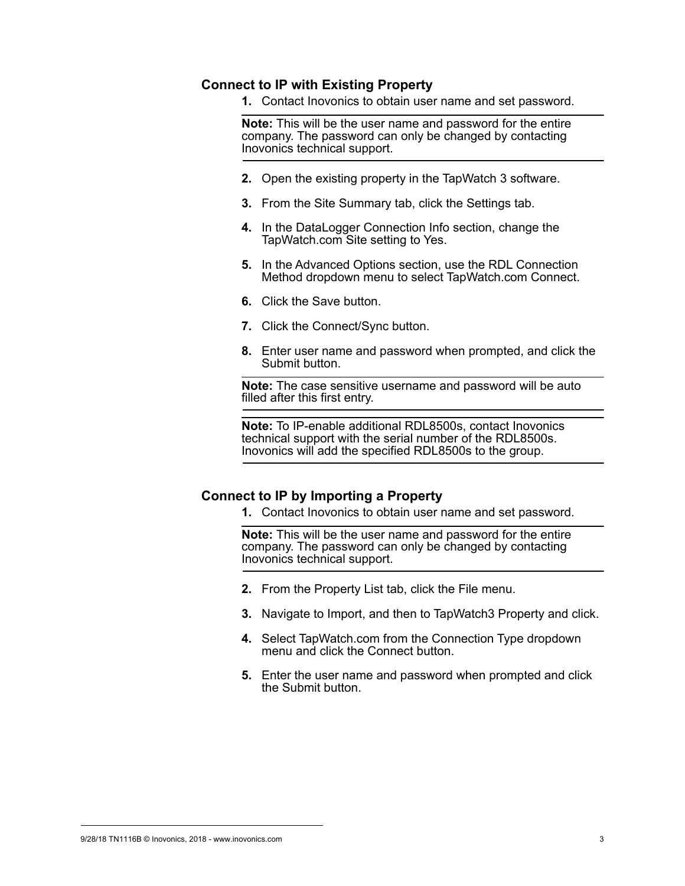## Connect to IP with Existing Property

1. Contact Inovonics to obtain user name and set password.

**Note:** This will be the user name and password for the entire company. The password can only be changed by contacting Inovonics technical support.

2. Open the existing property in the TapWatch 3 software.
3. From the Site Summary tab, click the Settings tab.
4. In the DataLogger Connection Info section, change the TapWatch.com Site setting to Yes.
5. In the Advanced Options section, use the RDL Connection Method dropdown menu to select TapWatch.com Connect.
6. Click the Save button.
7. Click the Connect/Sync button.
8. Enter user name and password when prompted, and click the Submit button.

**Note:** The case sensitive username and password will be auto filled after this first entry.

**Note:** To IP-enable additional RDL8500s, contact Inovonics technical support with the serial number of the RDL8500s. Inovonics will add the specified RDL8500s to the group.

## Connect to IP by Importing a Property

1. Contact Inovonics to obtain user name and set password.

**Note:** This will be the user name and password for the entire company. The password can only be changed by contacting Inovonics technical support.

2. From the Property List tab, click the File menu.
3. Navigate to Import, and then to TapWatch3 Property and click.
4. Select TapWatch.com from the Connection Type dropdown menu and click the Connect button.
5. Enter the user name and password when prompted and click the Submit button.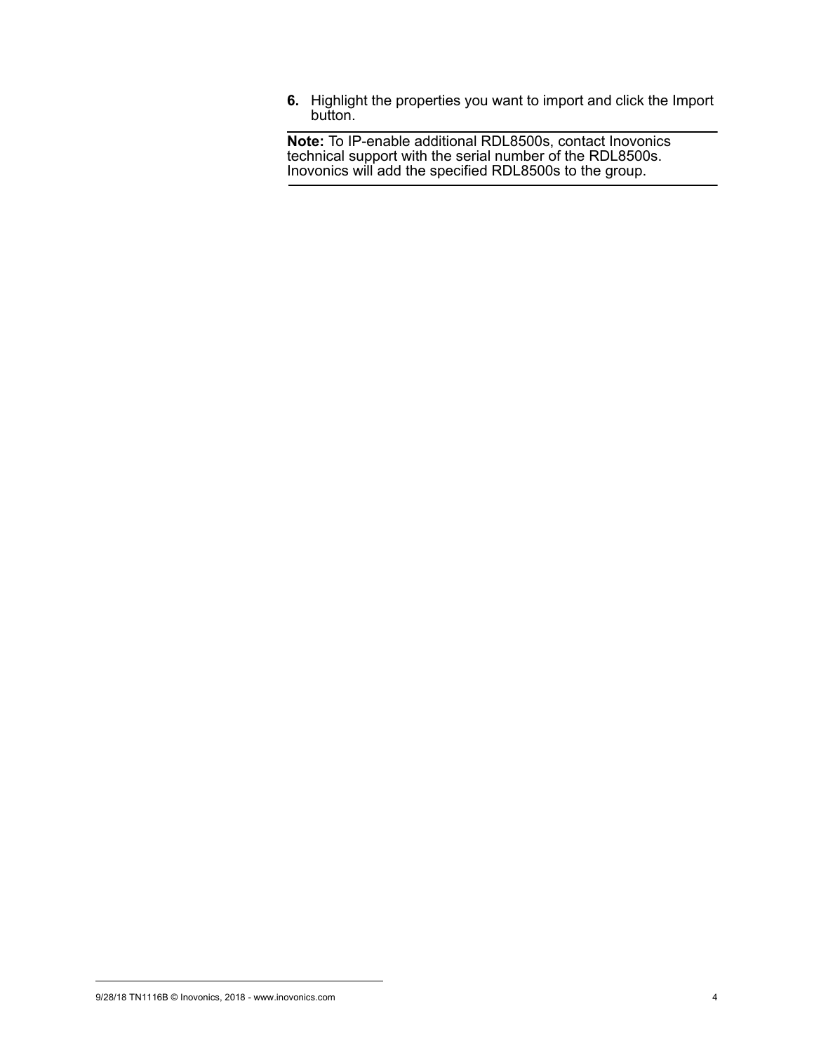6. Highlight the properties you want to import and click the Import button.

**Note:** To IP-enable additional RDL8500s, contact Inovonics technical support with the serial number of the RDL8500s. Inovonics will add the specified RDL8500s to the group.